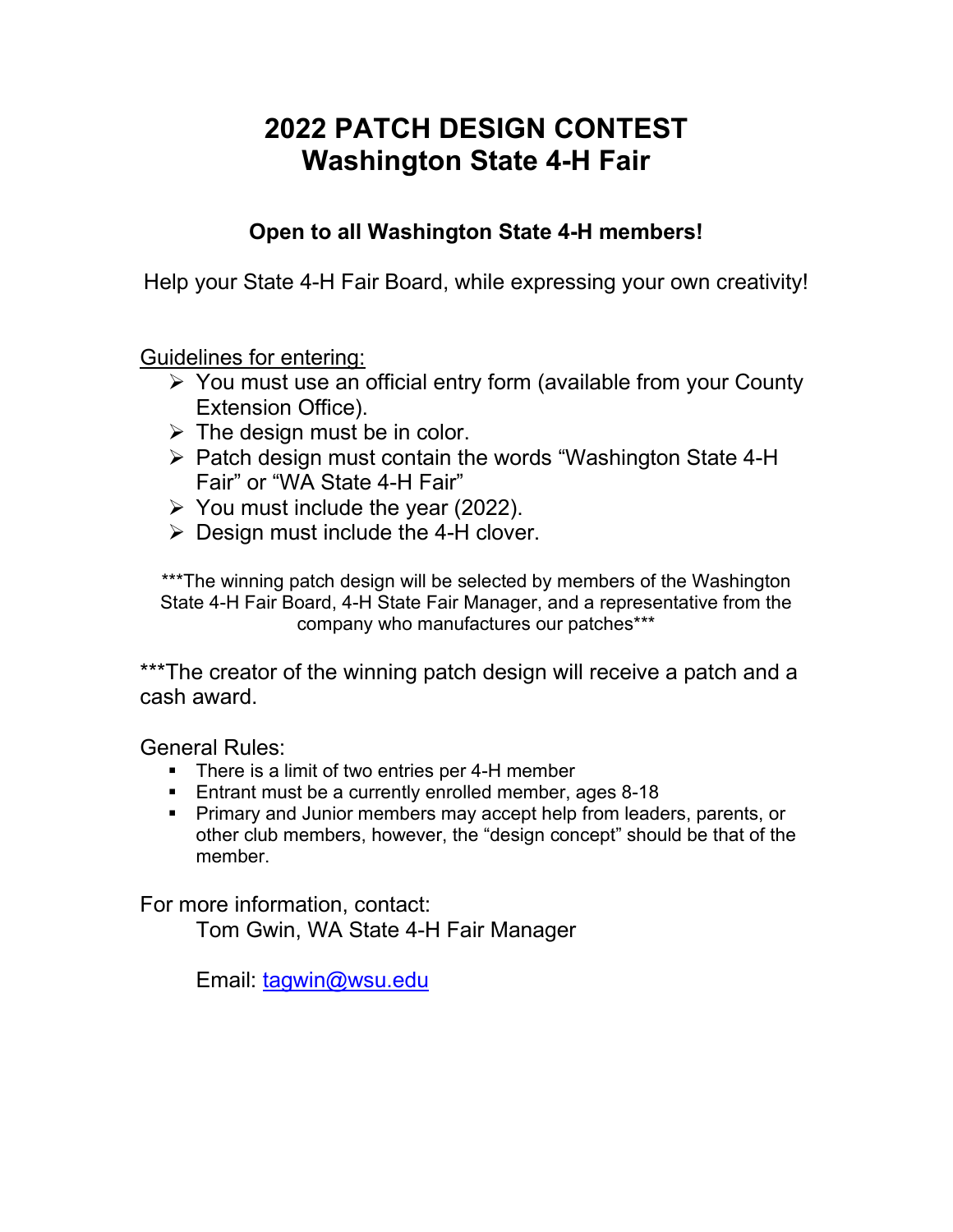# 2022 PATCH DESIGN CONTEST
# Washington State 4-H Fair

**Open to all Washington State 4-H members!**

Help your State 4-H Fair Board, while expressing your own creativity!

Guidelines for entering:

- You must use an official entry form (available from your County Extension Office).
- The design must be in color.
- Patch design must contain the words "Washington State 4-H Fair" or "WA State 4-H Fair"
- You must include the year (2022).
- Design must include the 4-H clover.

***The winning patch design will be selected by members of the Washington State 4-H Fair Board, 4-H State Fair Manager, and a representative from the company who manufactures our patches***

***The creator of the winning patch design will receive a patch and a cash award.

General Rules:

- There is a limit of two entries per 4-H member
- Entrant must be a currently enrolled member, ages 8-18
- Primary and Junior members may accept help from leaders, parents, or other club members, however, the "design concept" should be that of the member.

For more information, contact:

Tom Gwin, WA State 4-H Fair Manager

Email: tagwin@wsu.edu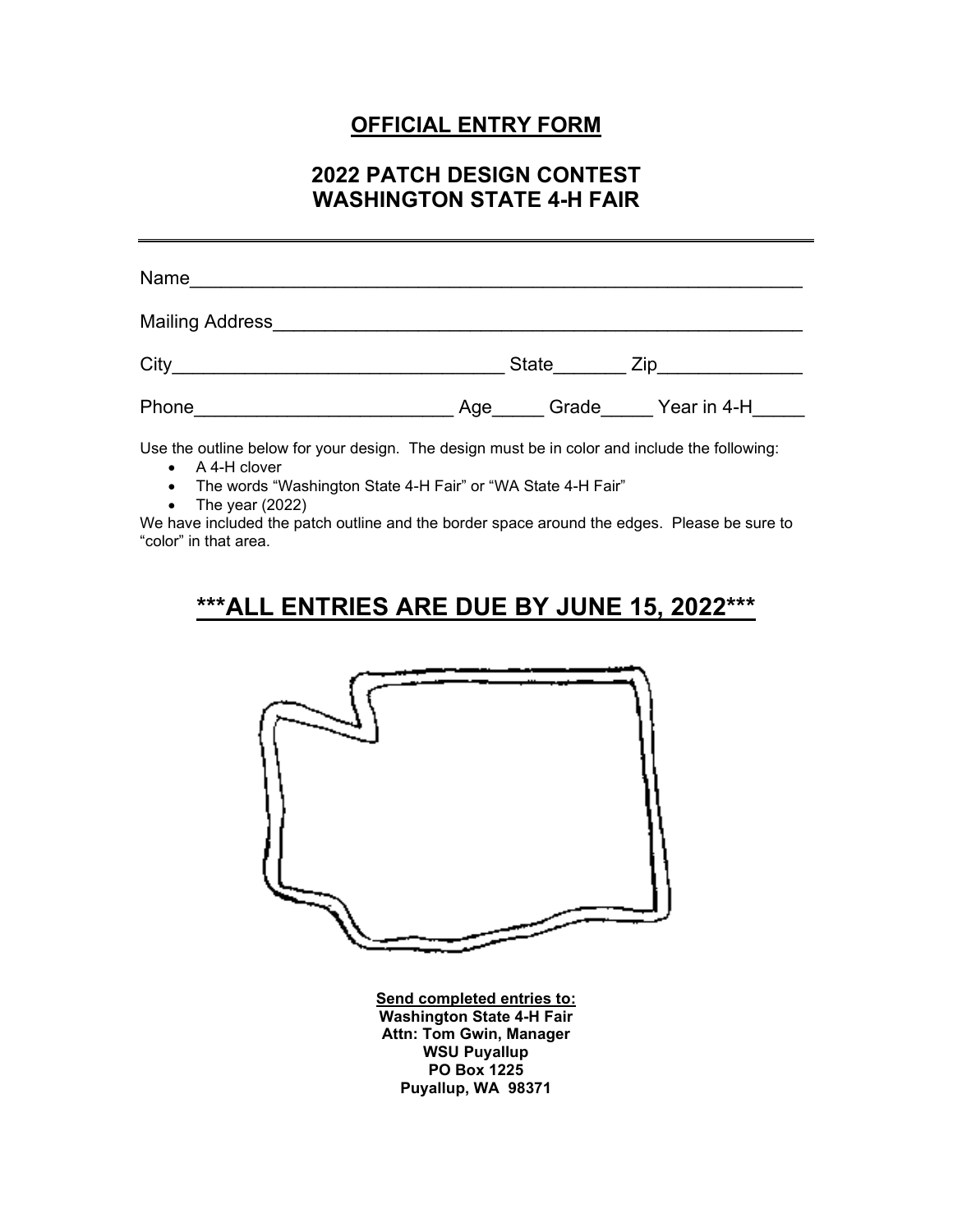# OFFICIAL ENTRY FORM

## 2022 PATCH DESIGN CONTEST
## WASHINGTON STATE 4-H FAIR

---

Name_______________________________________________________

Mailing Address_______________________________________________

City_______________________________ State_______ Zip_____________

Phone________________________ Age_____ Grade_____ Year in 4-H_____

Use the outline below for your design. The design must be in color and include the following:

- A 4-H clover
- The words "Washington State 4-H Fair" or "WA State 4-H Fair"
- The year (2022)

We have included the patch outline and the border space around the edges. Please be sure to "color" in that area.

## \*\*\*ALL ENTRIES ARE DUE BY JUNE 15, 2022\*\*\*

**Send completed entries to:**
**Washington State 4-H Fair**
**Attn: Tom Gwin, Manager**
**WSU Puyallup**
**PO Box 1225**
**Puyallup, WA 98371**